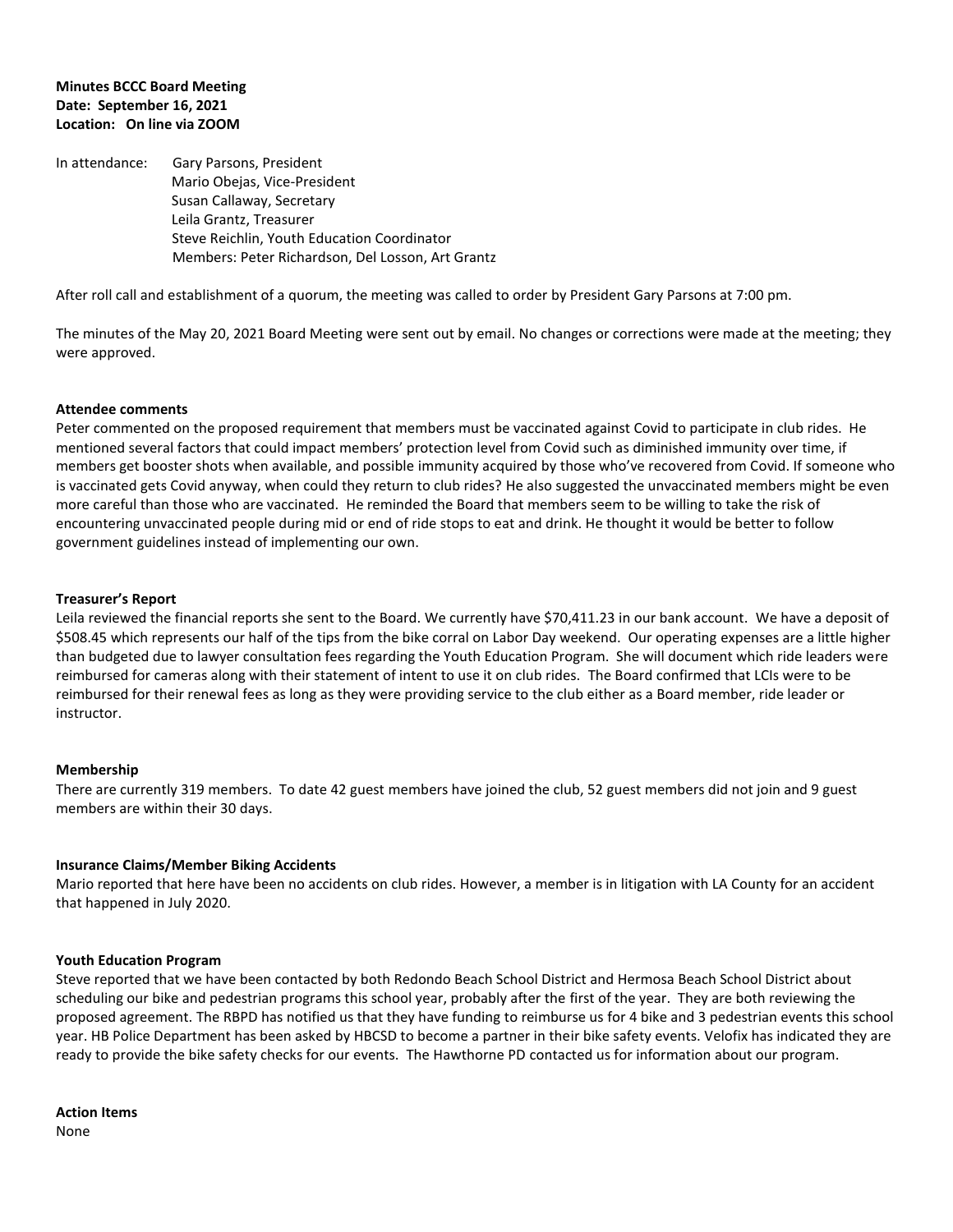**Minutes BCCC Board Meeting**
**Date: September 16, 2021**
**Location: On line via ZOOM**

In attendance: Gary Parsons, President
Mario Obejas, Vice-President
Susan Callaway, Secretary
Leila Grantz, Treasurer
Steve Reichlin, Youth Education Coordinator
Members: Peter Richardson, Del Losson, Art Grantz

After roll call and establishment of a quorum, the meeting was called to order by President Gary Parsons at 7:00 pm.

The minutes of the May 20, 2021 Board Meeting were sent out by email. No changes or corrections were made at the meeting; they were approved.

**Attendee comments**

Peter commented on the proposed requirement that members must be vaccinated against Covid to participate in club rides. He mentioned several factors that could impact members' protection level from Covid such as diminished immunity over time, if members get booster shots when available, and possible immunity acquired by those who've recovered from Covid. If someone who is vaccinated gets Covid anyway, when could they return to club rides? He also suggested the unvaccinated members might be even more careful than those who are vaccinated. He reminded the Board that members seem to be willing to take the risk of encountering unvaccinated people during mid or end of ride stops to eat and drink. He thought it would be better to follow government guidelines instead of implementing our own.

**Treasurer's Report**

Leila reviewed the financial reports she sent to the Board. We currently have $70,411.23 in our bank account. We have a deposit of $508.45 which represents our half of the tips from the bike corral on Labor Day weekend. Our operating expenses are a little higher than budgeted due to lawyer consultation fees regarding the Youth Education Program. She will document which ride leaders were reimbursed for cameras along with their statement of intent to use it on club rides. The Board confirmed that LCIs were to be reimbursed for their renewal fees as long as they were providing service to the club either as a Board member, ride leader or instructor.

**Membership**

There are currently 319 members. To date 42 guest members have joined the club, 52 guest members did not join and 9 guest members are within their 30 days.

**Insurance Claims/Member Biking Accidents**

Mario reported that here have been no accidents on club rides. However, a member is in litigation with LA County for an accident that happened in July 2020.

**Youth Education Program**

Steve reported that we have been contacted by both Redondo Beach School District and Hermosa Beach School District about scheduling our bike and pedestrian programs this school year, probably after the first of the year. They are both reviewing the proposed agreement. The RBPD has notified us that they have funding to reimburse us for 4 bike and 3 pedestrian events this school year. HB Police Department has been asked by HBCSD to become a partner in their bike safety events. Velofix has indicated they are ready to provide the bike safety checks for our events. The Hawthorne PD contacted us for information about our program.

**Action Items**

None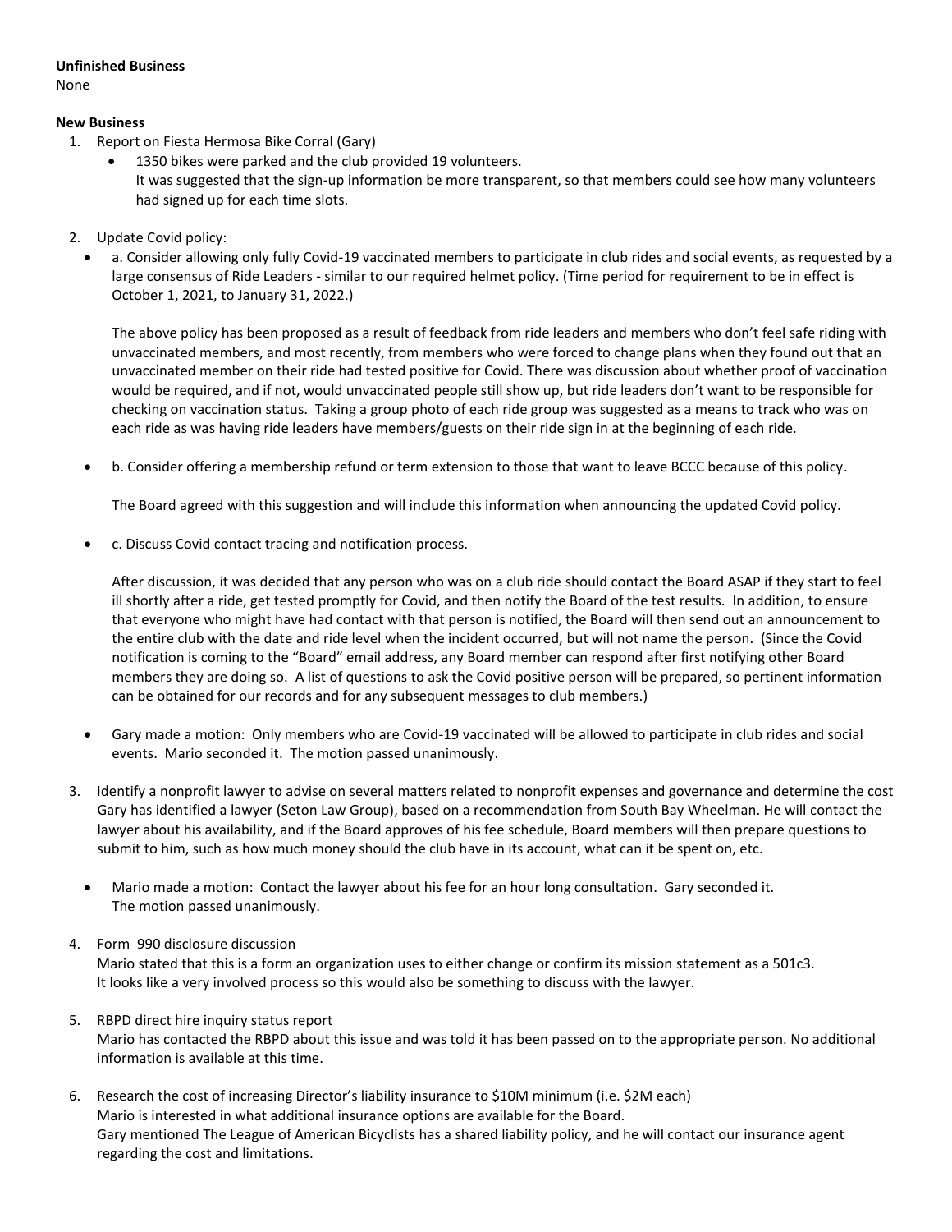**Unfinished Business**

None

**New Business**

1. Report on Fiesta Hermosa Bike Corral (Gary)
   - 1350 bikes were parked and the club provided 19 volunteers.
     It was suggested that the sign-up information be more transparent, so that members could see how many volunteers had signed up for each time slots.

2. Update Covid policy:
   - a. Consider allowing only fully Covid-19 vaccinated members to participate in club rides and social events, as requested by a large consensus of Ride Leaders - similar to our required helmet policy. (Time period for requirement to be in effect is October 1, 2021, to January 31, 2022.)

     The above policy has been proposed as a result of feedback from ride leaders and members who don't feel safe riding with unvaccinated members, and most recently, from members who were forced to change plans when they found out that an unvaccinated member on their ride had tested positive for Covid. There was discussion about whether proof of vaccination would be required, and if not, would unvaccinated people still show up, but ride leaders don't want to be responsible for checking on vaccination status. Taking a group photo of each ride group was suggested as a means to track who was on each ride as was having ride leaders have members/guests on their ride sign in at the beginning of each ride.

   - b. Consider offering a membership refund or term extension to those that want to leave BCCC because of this policy.

     The Board agreed with this suggestion and will include this information when announcing the updated Covid policy.

   - c. Discuss Covid contact tracing and notification process.

     After discussion, it was decided that any person who was on a club ride should contact the Board ASAP if they start to feel ill shortly after a ride, get tested promptly for Covid, and then notify the Board of the test results. In addition, to ensure that everyone who might have had contact with that person is notified, the Board will then send out an announcement to the entire club with the date and ride level when the incident occurred, but will not name the person. (Since the Covid notification is coming to the "Board" email address, any Board member can respond after first notifying other Board members they are doing so. A list of questions to ask the Covid positive person will be prepared, so pertinent information can be obtained for our records and for any subsequent messages to club members.)

   - Gary made a motion: Only members who are Covid-19 vaccinated will be allowed to participate in club rides and social events. Mario seconded it. The motion passed unanimously.

3. Identify a nonprofit lawyer to advise on several matters related to nonprofit expenses and governance and determine the cost
   Gary has identified a lawyer (Seton Law Group), based on a recommendation from South Bay Wheelman. He will contact the lawyer about his availability, and if the Board approves of his fee schedule, Board members will then prepare questions to submit to him, such as how much money should the club have in its account, what can it be spent on, etc.

   - Mario made a motion: Contact the lawyer about his fee for an hour long consultation. Gary seconded it.
     The motion passed unanimously.

4. Form 990 disclosure discussion
   Mario stated that this is a form an organization uses to either change or confirm its mission statement as a 501c3.
   It looks like a very involved process so this would also be something to discuss with the lawyer.

5. RBPD direct hire inquiry status report
   Mario has contacted the RBPD about this issue and was told it has been passed on to the appropriate person. No additional information is available at this time.

6. Research the cost of increasing Director's liability insurance to $10M minimum (i.e. $2M each)
   Mario is interested in what additional insurance options are available for the Board.
   Gary mentioned The League of American Bicyclists has a shared liability policy, and he will contact our insurance agent regarding the cost and limitations.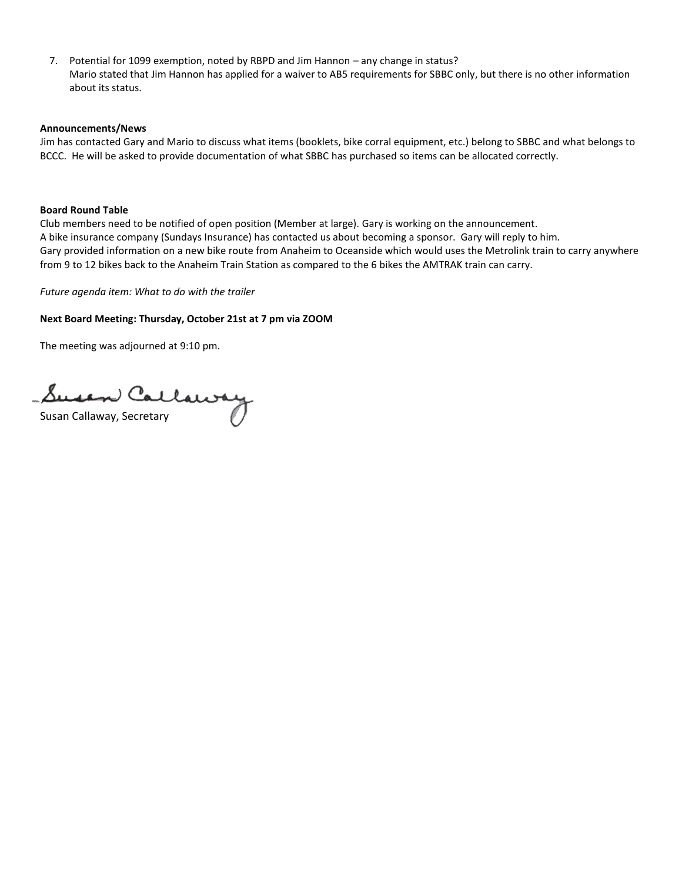7. Potential for 1099 exemption, noted by RBPD and Jim Hannon – any change in status?
   Mario stated that Jim Hannon has applied for a waiver to AB5 requirements for SBBC only, but there is no other information about its status.

**Announcements/News**

Jim has contacted Gary and Mario to discuss what items (booklets, bike corral equipment, etc.) belong to SBBC and what belongs to BCCC. He will be asked to provide documentation of what SBBC has purchased so items can be allocated correctly.

**Board Round Table**

Club members need to be notified of open position (Member at large). Gary is working on the announcement.
A bike insurance company (Sundays Insurance) has contacted us about becoming a sponsor. Gary will reply to him.
Gary provided information on a new bike route from Anaheim to Oceanside which would uses the Metrolink train to carry anywhere from 9 to 12 bikes back to the Anaheim Train Station as compared to the 6 bikes the AMTRAK train can carry.

*Future agenda item: What to do with the trailer*

**Next Board Meeting: Thursday, October 21st at 7 pm via ZOOM**

The meeting was adjourned at 9:10 pm.

Susan Callaway

Susan Callaway, Secretary